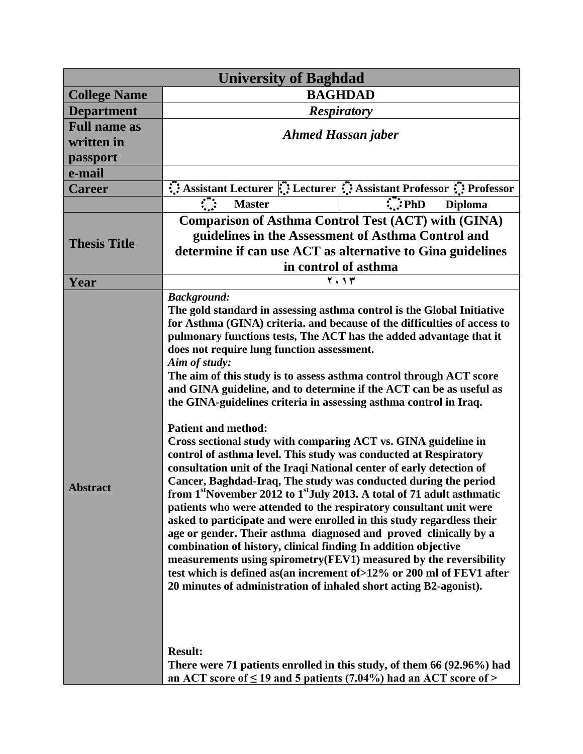| University of Baghdad | |
|---|---|
| **College Name** | **BAGHDAD** |
| **Department** | ***Respiratory*** |
| **Full name as written in passport** | ***Ahmed Hassan jaber*** |
| **e-mail** | |
| **Career** | Assistant Lecturer ◌ Lecturer ◌ Assistant Professor ◌ Professor |
| | ◌ Master ◌ PhD Diploma |
| **Thesis Title** | **Comparison of Asthma Control Test (ACT) with (GINA) guidelines in the Assessment of Asthma Control and determine if can use ACT as alternative to Gina guidelines in control of asthma** |
| **Year** | ٢٠١٣ |
| **Abstract** | ***Background:*** **The gold standard in assessing asthma control is the Global Initiative for Asthma (GINA) criteria. and because of the difficulties of access to pulmonary functions tests, The ACT has the added advantage that it does not require lung function assessment.** ***Aim of study:*** **The aim of this study is to assess asthma control through ACT score and GINA guideline, and to determine if the ACT can be as useful as the GINA-guidelines criteria in assessing asthma control in Iraq.** **Patient and method:** **Cross sectional study with comparing ACT vs. GINA guideline in control of asthma level. This study was conducted at Respiratory consultation unit of the Iraqi National center of early detection of Cancer, Baghdad-Iraq, The study was conducted during the period from 1st November 2012 to 1st July 2013. A total of 71 adult asthmatic patients who were attended to the respiratory consultant unit were asked to participate and were enrolled in this study regardless their age or gender. Their asthma diagnosed and proved clinically by a combination of history, clinical finding In addition objective measurements using spirometry(FEV1) measured by the reversibility test which is defined as(an increment of>12% or 200 ml of FEV1 after 20 minutes of administration of inhaled short acting B2-agonist).** **Result:** **There were 71 patients enrolled in this study, of them 66 (92.96%) had an ACT score of ≤ 19 and 5 patients (7.04%) had an ACT score of >** |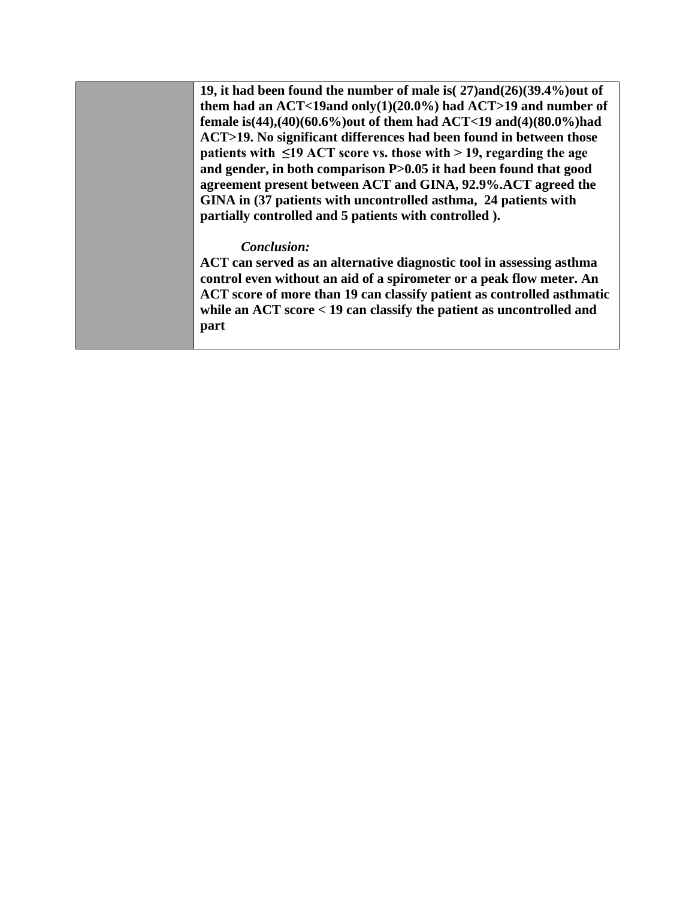| | |
|---|---|
| | **19, it had been found the number of male is( 27)and(26)(39.4%)out of them had an ACT<19and only(1)(20.0%) had ACT>19 and number of female is(44),(40)(60.6%)out of them had ACT<19 and(4)(80.0%)had ACT>19. No significant differences had been found in between those patients with ≤19 ACT score vs. those with > 19, regarding the age and gender, in both comparison P>0.05 it had been found that good agreement present between ACT and GINA, 92.9%.ACT agreed the GINA in (37 patients with uncontrolled asthma, 24 patients with partially controlled and 5 patients with controlled ).**<br><br>***Conclusion:***<br>**ACT can served as an alternative diagnostic tool in assessing asthma control even without an aid of a spirometer or a peak flow meter. An ACT score of more than 19 can classify patient as controlled asthmatic while an ACT score < 19 can classify the patient as uncontrolled and part** |